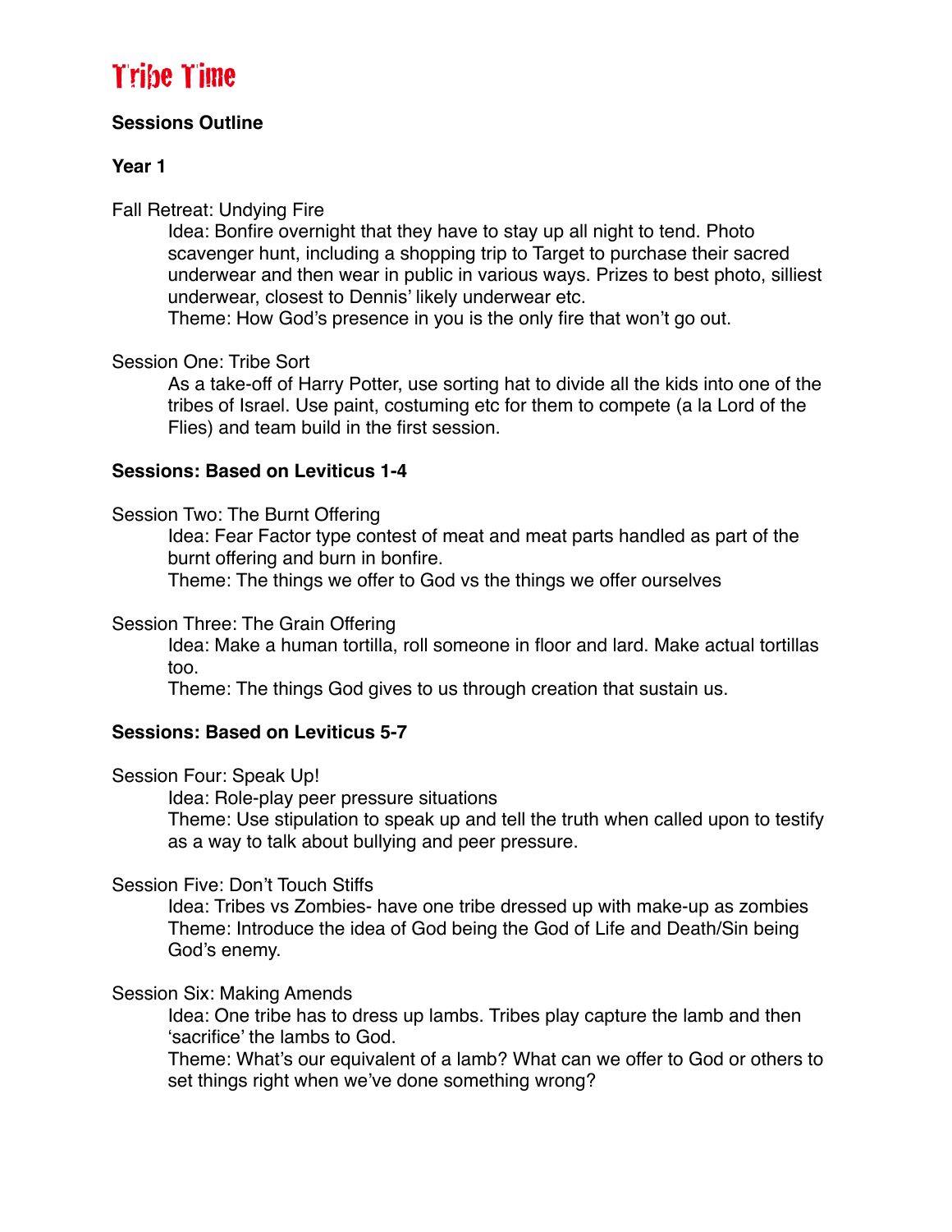# Tribe Time

**Sessions Outline**

**Year 1**

Fall Retreat: Undying Fire

Idea: Bonfire overnight that they have to stay up all night to tend. Photo scavenger hunt, including a shopping trip to Target to purchase their sacred underwear and then wear in public in various ways. Prizes to best photo, silliest underwear, closest to Dennis' likely underwear etc.

Theme: How God's presence in you is the only fire that won't go out.

Session One: Tribe Sort

As a take-off of Harry Potter, use sorting hat to divide all the kids into one of the tribes of Israel. Use paint, costuming etc for them to compete (a la Lord of the Flies) and team build in the first session.

**Sessions: Based on Leviticus 1-4**

Session Two: The Burnt Offering

Idea: Fear Factor type contest of meat and meat parts handled as part of the burnt offering and burn in bonfire.

Theme: The things we offer to God vs the things we offer ourselves

Session Three: The Grain Offering

Idea: Make a human tortilla, roll someone in floor and lard. Make actual tortillas too.

Theme: The things God gives to us through creation that sustain us.

**Sessions: Based on Leviticus 5-7**

Session Four: Speak Up!

Idea: Role-play peer pressure situations

Theme: Use stipulation to speak up and tell the truth when called upon to testify as a way to talk about bullying and peer pressure.

Session Five: Don't Touch Stiffs

Idea: Tribes vs Zombies- have one tribe dressed up with make-up as zombies

Theme: Introduce the idea of God being the God of Life and Death/Sin being God's enemy.

Session Six: Making Amends

Idea: One tribe has to dress up lambs. Tribes play capture the lamb and then 'sacrifice' the lambs to God.

Theme: What's our equivalent of a lamb? What can we offer to God or others to set things right when we've done something wrong?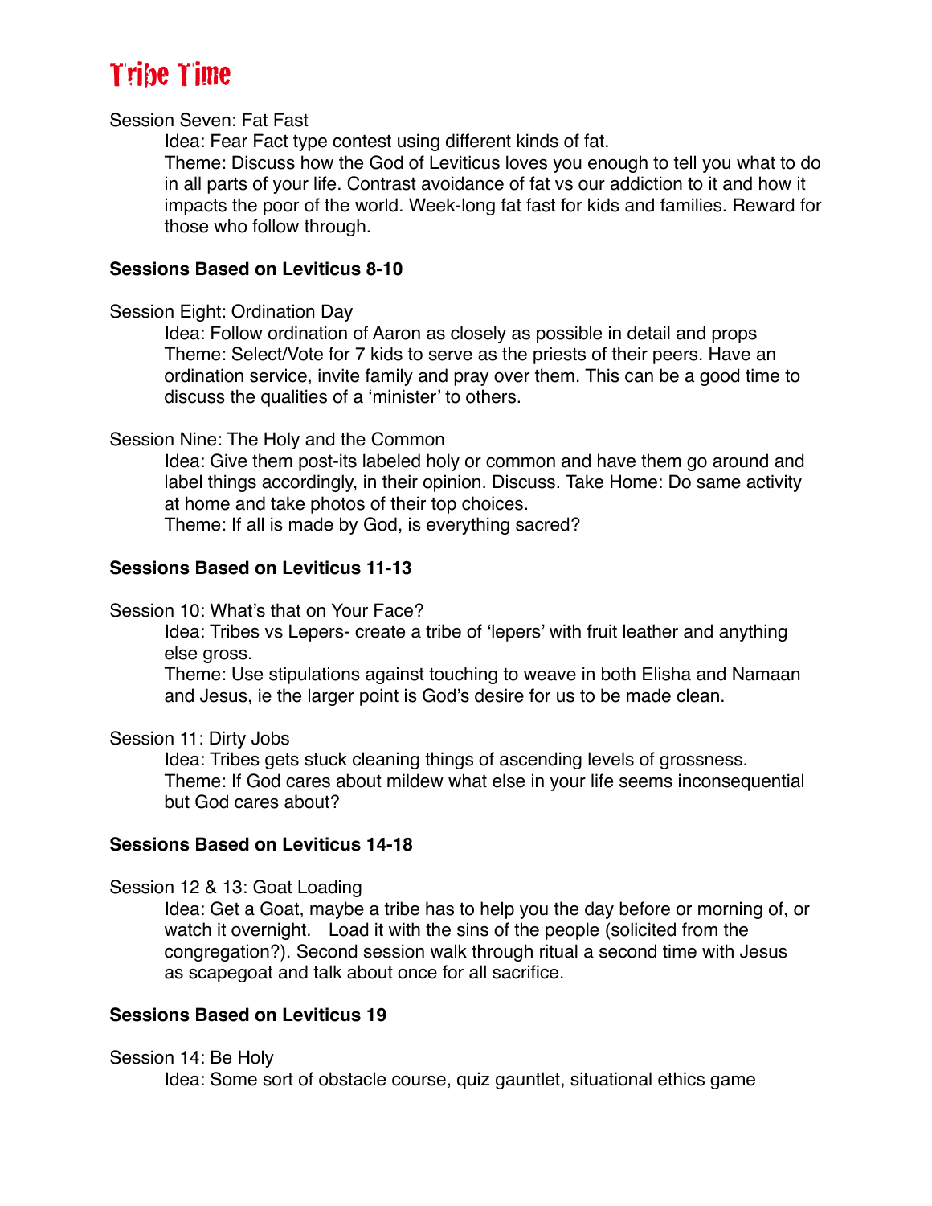# Tribe Time

Session Seven: Fat Fast

Idea: Fear Fact type contest using different kinds of fat.

Theme: Discuss how the God of Leviticus loves you enough to tell you what to do in all parts of your life. Contrast avoidance of fat vs our addiction to it and how it impacts the poor of the world. Week-long fat fast for kids and families. Reward for those who follow through.

**Sessions Based on Leviticus 8-10**

Session Eight: Ordination Day

Idea: Follow ordination of Aaron as closely as possible in detail and props

Theme: Select/Vote for 7 kids to serve as the priests of their peers. Have an ordination service, invite family and pray over them. This can be a good time to discuss the qualities of a 'minister' to others.

Session Nine: The Holy and the Common

Idea: Give them post-its labeled holy or common and have them go around and label things accordingly, in their opinion. Discuss. Take Home: Do same activity at home and take photos of their top choices.

Theme: If all is made by God, is everything sacred?

**Sessions Based on Leviticus 11-13**

Session 10: What's that on Your Face?

Idea: Tribes vs Lepers- create a tribe of 'lepers' with fruit leather and anything else gross.

Theme: Use stipulations against touching to weave in both Elisha and Namaan and Jesus, ie the larger point is God's desire for us to be made clean.

Session 11: Dirty Jobs

Idea: Tribes gets stuck cleaning things of ascending levels of grossness.

Theme: If God cares about mildew what else in your life seems inconsequential but God cares about?

**Sessions Based on Leviticus 14-18**

Session 12 & 13: Goat Loading

Idea: Get a Goat, maybe a tribe has to help you the day before or morning of, or watch it overnight. Load it with the sins of the people (solicited from the congregation?). Second session walk through ritual a second time with Jesus as scapegoat and talk about once for all sacrifice.

**Sessions Based on Leviticus 19**

Session 14: Be Holy

Idea: Some sort of obstacle course, quiz gauntlet, situational ethics game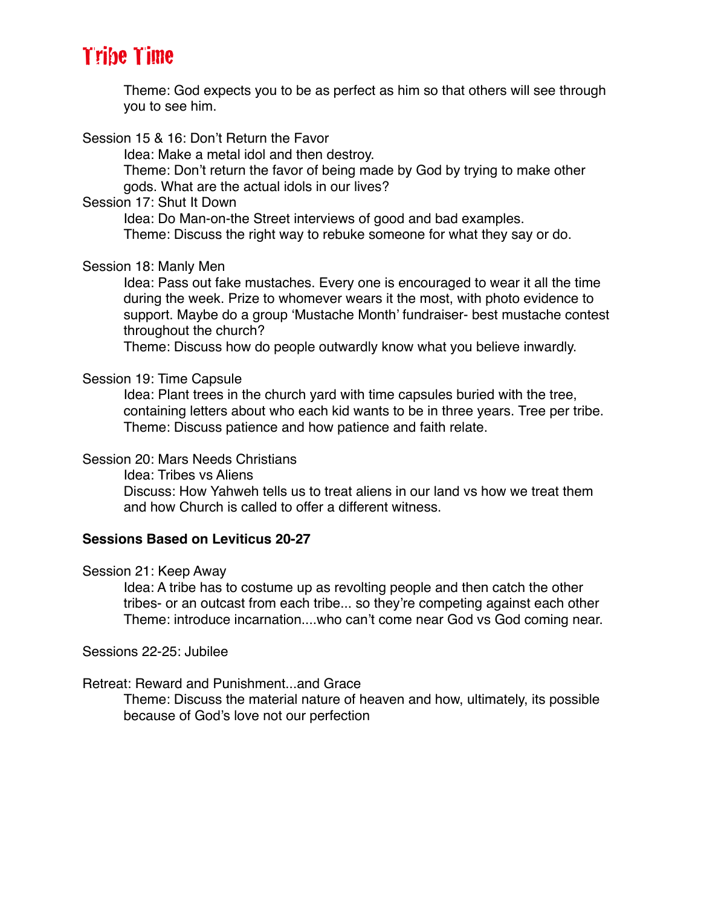Theme: God expects you to be as perfect as him so that others will see through you to see him.

Session 15 & 16: Don't Return the Favor

Idea: Make a metal idol and then destroy.

Theme: Don't return the favor of being made by God by trying to make other gods. What are the actual idols in our lives?

Session 17: Shut It Down

Idea: Do Man-on-the Street interviews of good and bad examples.

Theme: Discuss the right way to rebuke someone for what they say or do.

Session 18: Manly Men

Idea: Pass out fake mustaches. Every one is encouraged to wear it all the time during the week. Prize to whomever wears it the most, with photo evidence to support. Maybe do a group 'Mustache Month' fundraiser- best mustache contest throughout the church?

Theme: Discuss how do people outwardly know what you believe inwardly.

Session 19: Time Capsule

Idea: Plant trees in the church yard with time capsules buried with the tree, containing letters about who each kid wants to be in three years. Tree per tribe.

Theme: Discuss patience and how patience and faith relate.

Session 20: Mars Needs Christians

Idea: Tribes vs Aliens

Discuss: How Yahweh tells us to treat aliens in our land vs how we treat them and how Church is called to offer a different witness.

**Sessions Based on Leviticus 20-27**

Session 21: Keep Away

Idea: A tribe has to costume up as revolting people and then catch the other tribes- or an outcast from each tribe... so they're competing against each other

Theme: introduce incarnation....who can't come near God vs God coming near.

Sessions 22-25: Jubilee

Retreat: Reward and Punishment...and Grace

Theme: Discuss the material nature of heaven and how, ultimately, its possible because of God's love not our perfection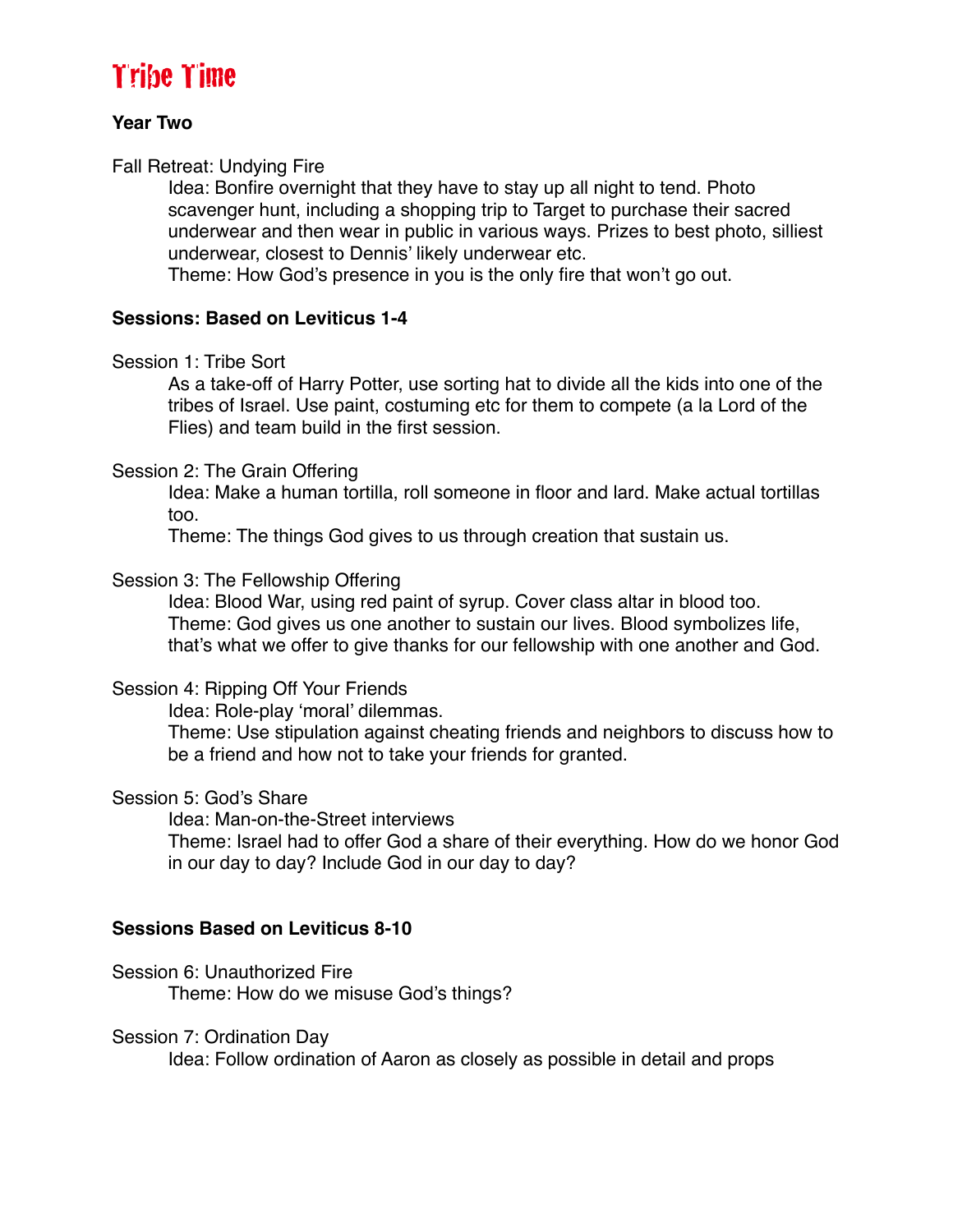# Tribe Time

**Year Two**

Fall Retreat: Undying Fire

Idea: Bonfire overnight that they have to stay up all night to tend. Photo scavenger hunt, including a shopping trip to Target to purchase their sacred underwear and then wear in public in various ways. Prizes to best photo, silliest underwear, closest to Dennis' likely underwear etc.

Theme: How God's presence in you is the only fire that won't go out.

**Sessions: Based on Leviticus 1-4**

Session 1: Tribe Sort

As a take-off of Harry Potter, use sorting hat to divide all the kids into one of the tribes of Israel. Use paint, costuming etc for them to compete (a la Lord of the Flies) and team build in the first session.

Session 2: The Grain Offering

Idea: Make a human tortilla, roll someone in floor and lard. Make actual tortillas too.

Theme: The things God gives to us through creation that sustain us.

Session 3: The Fellowship Offering

Idea: Blood War, using red paint of syrup. Cover class altar in blood too.

Theme: God gives us one another to sustain our lives. Blood symbolizes life, that's what we offer to give thanks for our fellowship with one another and God.

Session 4: Ripping Off Your Friends

Idea: Role-play 'moral' dilemmas.

Theme: Use stipulation against cheating friends and neighbors to discuss how to be a friend and how not to take your friends for granted.

Session 5: God's Share

Idea: Man-on-the-Street interviews

Theme: Israel had to offer God a share of their everything. How do we honor God in our day to day? Include God in our day to day?

**Sessions Based on Leviticus 8-10**

Session 6: Unauthorized Fire

Theme: How do we misuse God's things?

Session 7: Ordination Day

Idea: Follow ordination of Aaron as closely as possible in detail and props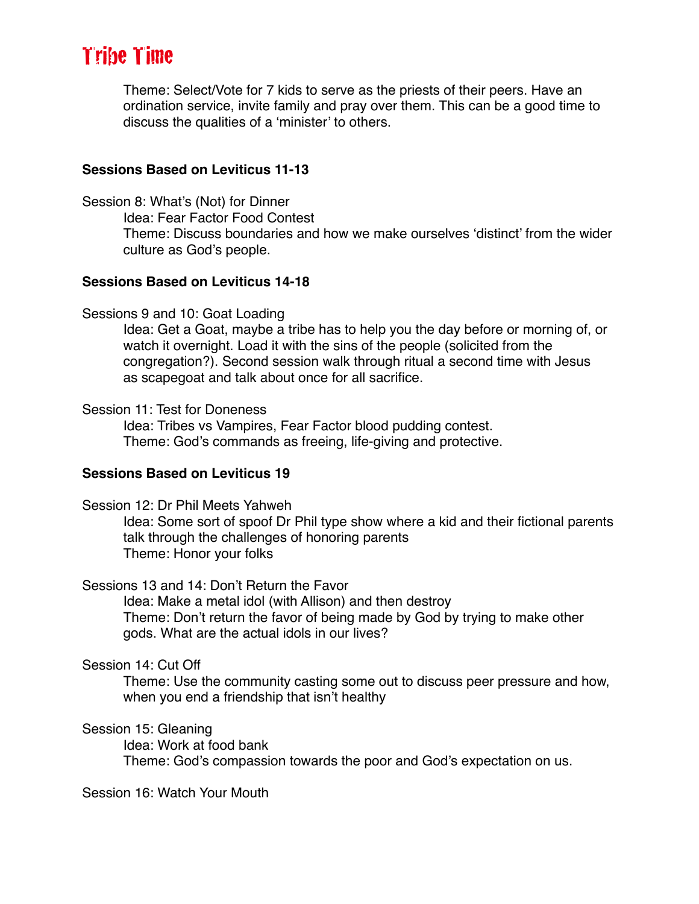Theme: Select/Vote for 7 kids to serve as the priests of their peers. Have an ordination service, invite family and pray over them. This can be a good time to discuss the qualities of a 'minister' to others.

**Sessions Based on Leviticus 11-13**

Session 8: What's (Not) for Dinner

Idea: Fear Factor Food Contest

Theme: Discuss boundaries and how we make ourselves 'distinct' from the wider culture as God's people.

**Sessions Based on Leviticus 14-18**

Sessions 9 and 10: Goat Loading

Idea: Get a Goat, maybe a tribe has to help you the day before or morning of, or watch it overnight. Load it with the sins of the people (solicited from the congregation?). Second session walk through ritual a second time with Jesus as scapegoat and talk about once for all sacrifice.

Session 11: Test for Doneness

Idea: Tribes vs Vampires, Fear Factor blood pudding contest.

Theme: God's commands as freeing, life-giving and protective.

**Sessions Based on Leviticus 19**

Session 12: Dr Phil Meets Yahweh

Idea: Some sort of spoof Dr Phil type show where a kid and their fictional parents talk through the challenges of honoring parents

Theme: Honor your folks

Sessions 13 and 14: Don't Return the Favor

Idea: Make a metal idol (with Allison) and then destroy

Theme: Don't return the favor of being made by God by trying to make other gods. What are the actual idols in our lives?

Session 14: Cut Off

Theme: Use the community casting some out to discuss peer pressure and how, when you end a friendship that isn't healthy

Session 15: Gleaning

Idea: Work at food bank

Theme: God's compassion towards the poor and God's expectation on us.

Session 16: Watch Your Mouth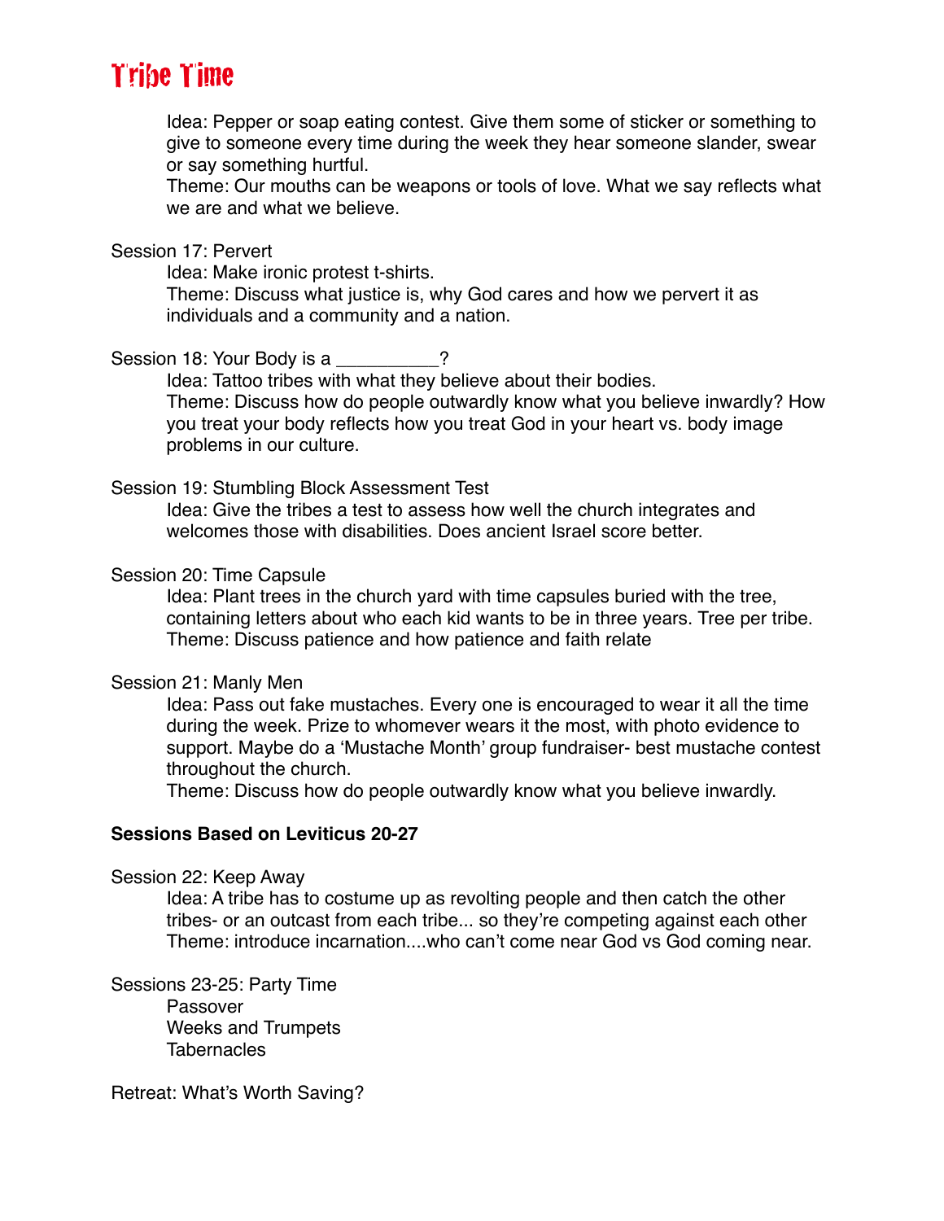# Tribe Time

Idea: Pepper or soap eating contest. Give them some of sticker or something to give to someone every time during the week they hear someone slander, swear or say something hurtful.
Theme: Our mouths can be weapons or tools of love. What we say reflects what we are and what we believe.

Session 17: Pervert
Idea: Make ironic protest t-shirts.
Theme: Discuss what justice is, why God cares and how we pervert it as individuals and a community and a nation.

Session 18: Your Body is a __________?
Idea: Tattoo tribes with what they believe about their bodies.
Theme: Discuss how do people outwardly know what you believe inwardly? How you treat your body reflects how you treat God in your heart vs. body image problems in our culture.

Session 19: Stumbling Block Assessment Test
Idea: Give the tribes a test to assess how well the church integrates and welcomes those with disabilities. Does ancient Israel score better.

Session 20: Time Capsule
Idea: Plant trees in the church yard with time capsules buried with the tree, containing letters about who each kid wants to be in three years. Tree per tribe.
Theme: Discuss patience and how patience and faith relate

Session 21: Manly Men
Idea: Pass out fake mustaches. Every one is encouraged to wear it all the time during the week. Prize to whomever wears it the most, with photo evidence to support. Maybe do a 'Mustache Month' group fundraiser- best mustache contest throughout the church.
Theme: Discuss how do people outwardly know what you believe inwardly.

**Sessions Based on Leviticus 20-27**

Session 22: Keep Away
Idea: A tribe has to costume up as revolting people and then catch the other tribes- or an outcast from each tribe... so they're competing against each other
Theme: introduce incarnation....who can't come near God vs God coming near.

Sessions 23-25: Party Time
Passover
Weeks and Trumpets
Tabernacles

Retreat: What's Worth Saving?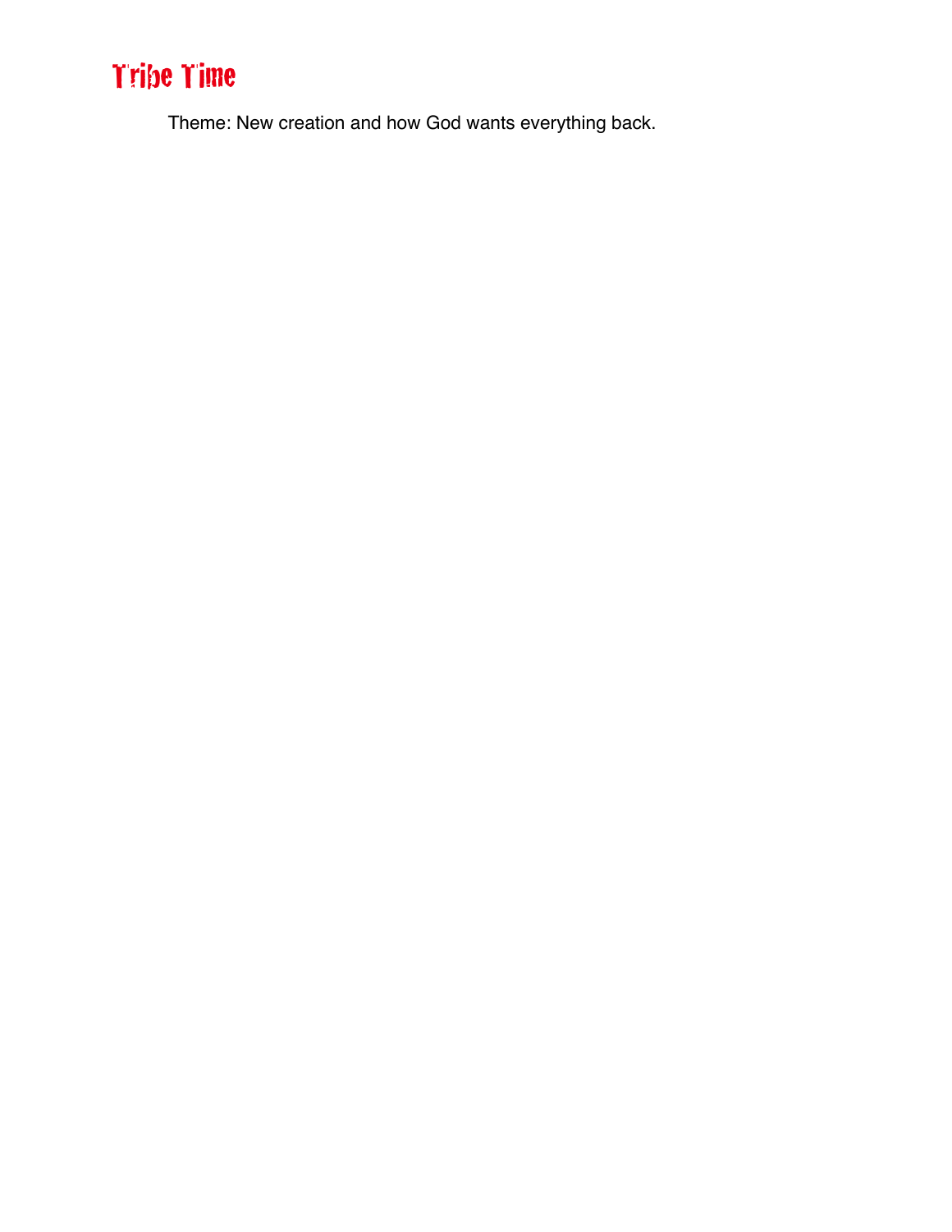# Tribe Time

Theme: New creation and how God wants everything back.